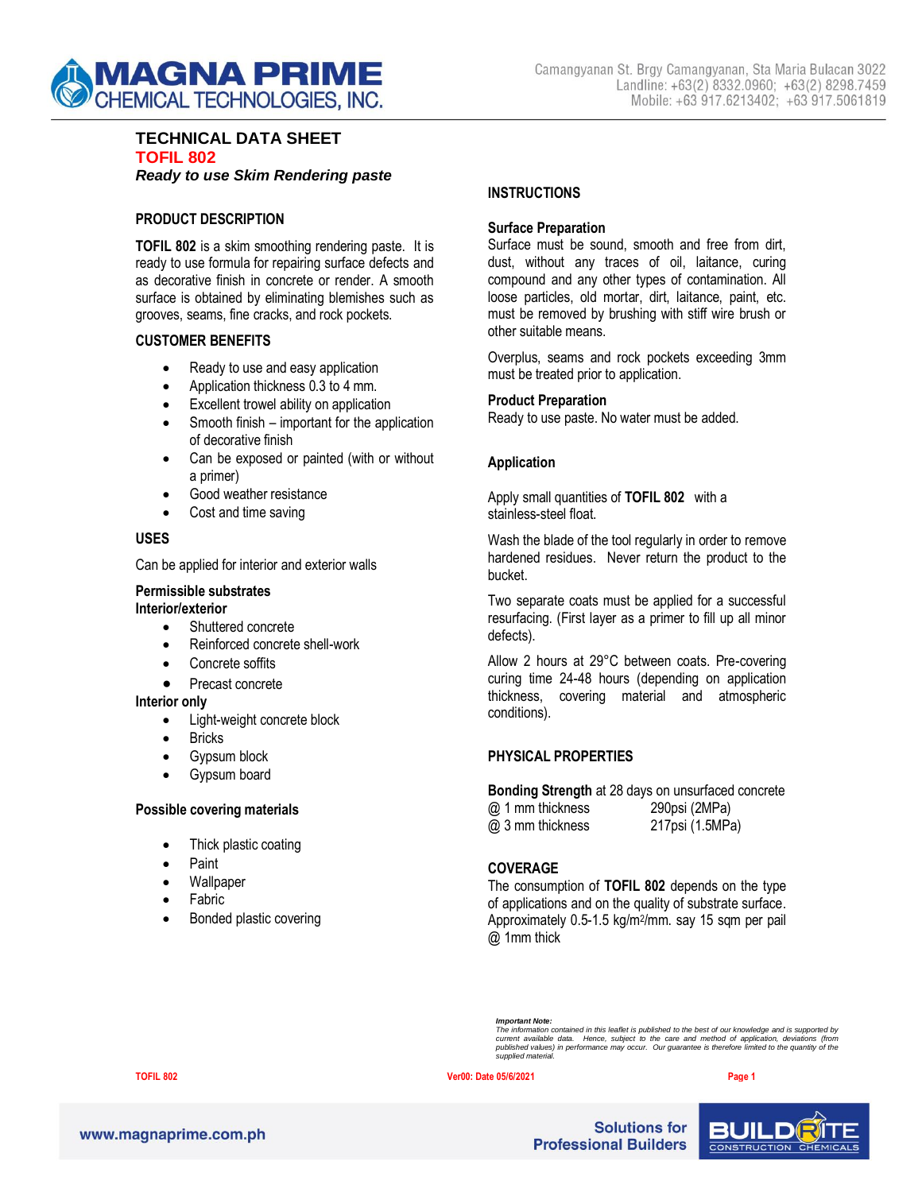# MAGNA PRIME CHEMICAL TECHNOLOGIES, INC.

Camangyanan St. Brgy Camangyanan, Sta Maria Bulacan 3022
Landline: +63(2) 8332.0960; +63(2) 8298.7459
Mobile: +63 917.6213402; +63 917.5061819

## TECHNICAL DATA SHEET

## TOFIL 802

***Ready to use Skim Rendering paste***

### PRODUCT DESCRIPTION

**TOFIL 802** is a skim smoothing rendering paste. It is ready to use formula for repairing surface defects and as decorative finish in concrete or render. A smooth surface is obtained by eliminating blemishes such as grooves, seams, fine cracks, and rock pockets.

### CUSTOMER BENEFITS

- Ready to use and easy application
- Application thickness 0.3 to 4 mm.
- Excellent trowel ability on application
- Smooth finish – important for the application of decorative finish
- Can be exposed or painted (with or without a primer)
- Good weather resistance
- Cost and time saving

### USES

Can be applied for interior and exterior walls

**Permissible substrates**
**Interior/exterior**

- Shuttered concrete
- Reinforced concrete shell-work
- Concrete soffits
- Precast concrete

**Interior only**

- Light-weight concrete block
- Bricks
- Gypsum block
- Gypsum board

**Possible covering materials**

- Thick plastic coating
- Paint
- Wallpaper
- Fabric
- Bonded plastic covering

### INSTRUCTIONS

**Surface Preparation**
Surface must be sound, smooth and free from dirt, dust, without any traces of oil, laitance, curing compound and any other types of contamination. All loose particles, old mortar, dirt, laitance, paint, etc. must be removed by brushing with stiff wire brush or other suitable means.

Overplus, seams and rock pockets exceeding 3mm must be treated prior to application.

**Product Preparation**
Ready to use paste. No water must be added.

**Application**

Apply small quantities of **TOFIL 802** with a stainless-steel float.

Wash the blade of the tool regularly in order to remove hardened residues. Never return the product to the bucket.

Two separate coats must be applied for a successful resurfacing. (First layer as a primer to fill up all minor defects).

Allow 2 hours at 29°C between coats. Pre-covering curing time 24-48 hours (depending on application thickness, covering material and atmospheric conditions).

### PHYSICAL PROPERTIES

**Bonding Strength** at 28 days on unsurfaced concrete

| | |
|---|---|
| @ 1 mm thickness | 290psi (2MPa) |
| @ 3 mm thickness | 217psi (1.5MPa) |

### COVERAGE

The consumption of **TOFIL 802** depends on the type of applications and on the quality of substrate surface. Approximately 0.5-1.5 kg/m$^2$/mm. say 15 sqm per pail @ 1mm thick

***Important Note:***
*The information contained in this leaflet is published to the best of our knowledge and is supported by current available data. Hence, subject to the care and method of application, deviations (from published values) in performance may occur. Our guarantee is therefore limited to the quantity of the supplied material.*

TOFIL 802 | Ver00: Date 05/6/2021

www.magnaprime.com.ph

Solutions for Professional Builders

BUILDRITE CONSTRUCTION CHEMICALS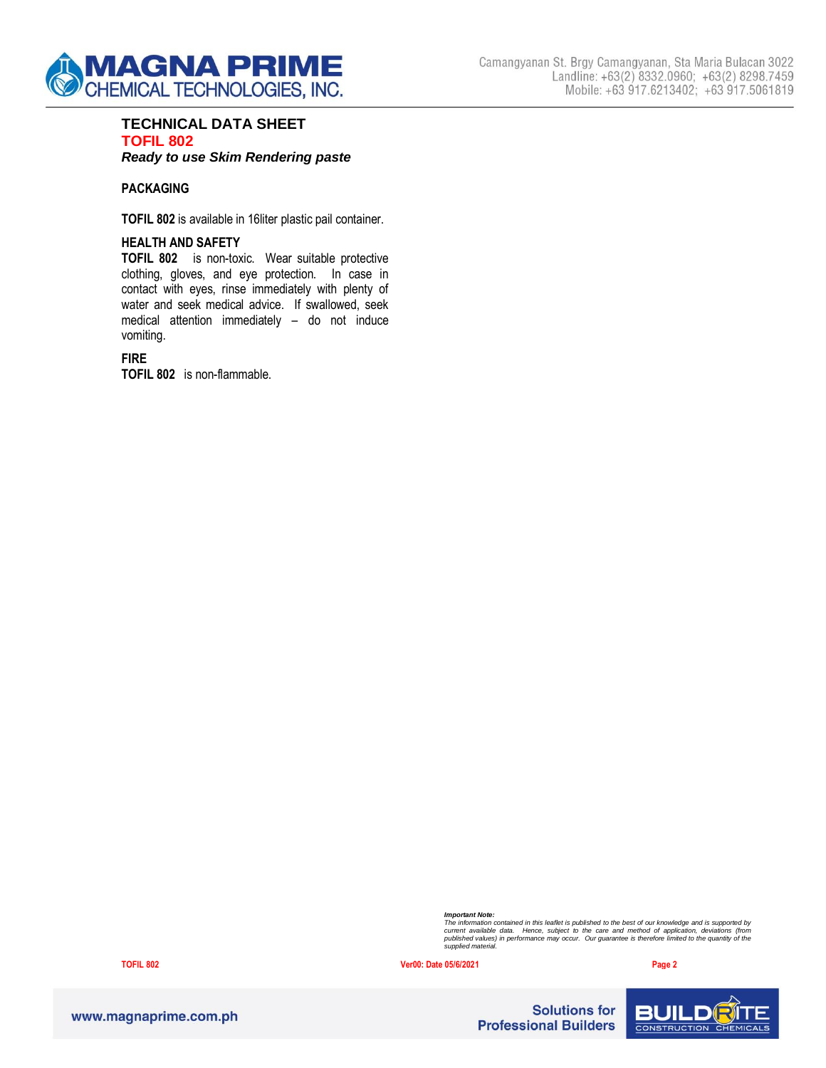**TECHNICAL DATA SHEET**

**TOFIL 802**

***Ready to use Skim Rendering paste***

**PACKAGING**

**TOFIL 802** is available in 16liter plastic pail container.

**HEALTH AND SAFETY**

**TOFIL 802** is non-toxic. Wear suitable protective clothing, gloves, and eye protection. In case in contact with eyes, rinse immediately with plenty of water and seek medical advice. If swallowed, seek medical attention immediately – do not induce vomiting.

**FIRE**

**TOFIL 802** is non-flammable.

***Important Note:***

*The information contained in this leaflet is published to the best of our knowledge and is supported by current available data. Hence, subject to the care and method of application, deviations (from published values) in performance may occur. Our guarantee is therefore limited to the quantity of the supplied material.*